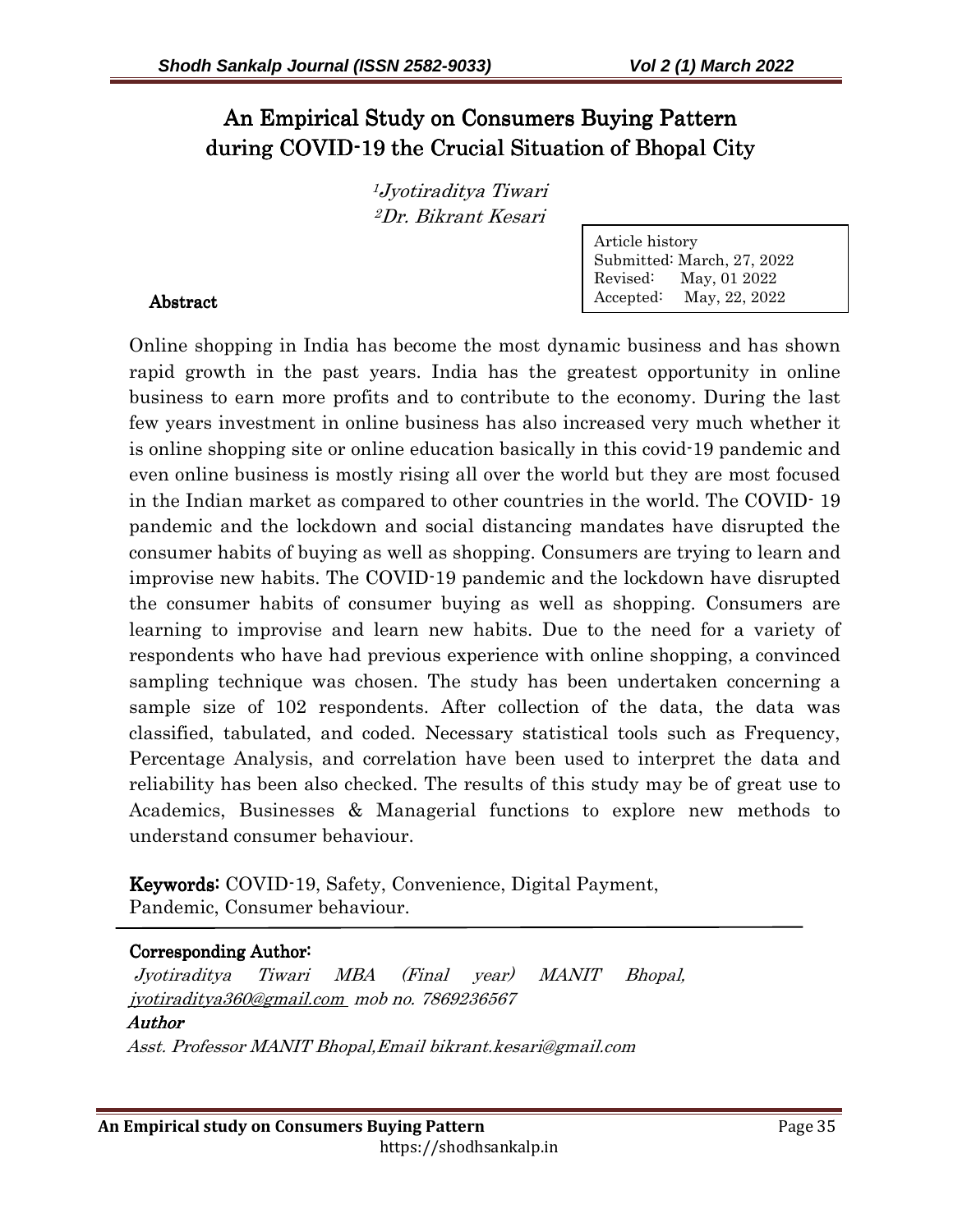# An Empirical Study on Consumers Buying Pattern during COVID-19 the Crucial Situation of Bhopal City

*[1]Jyotiraditya Tiwari*
*[2]Dr. Bikrant Kesari*

Article history
Submitted: March, 27, 2022
Revised: May, 01 2022
Accepted: May, 22, 2022

## Abstract

Online shopping in India has become the most dynamic business and has shown rapid growth in the past years. India has the greatest opportunity in online business to earn more profits and to contribute to the economy. During the last few years investment in online business has also increased very much whether it is online shopping site or online education basically in this covid-19 pandemic and even online business is mostly rising all over the world but they are most focused in the Indian market as compared to other countries in the world. The COVID- 19 pandemic and the lockdown and social distancing mandates have disrupted the consumer habits of buying as well as shopping. Consumers are trying to learn and improvise new habits. The COVID-19 pandemic and the lockdown have disrupted the consumer habits of consumer buying as well as shopping. Consumers are learning to improvise and learn new habits. Due to the need for a variety of respondents who have had previous experience with online shopping, a convinced sampling technique was chosen. The study has been undertaken concerning a sample size of 102 respondents. After collection of the data, the data was classified, tabulated, and coded. Necessary statistical tools such as Frequency, Percentage Analysis, and correlation have been used to interpret the data and reliability has been also checked. The results of this study may be of great use to Academics, Businesses & Managerial functions to explore new methods to understand consumer behaviour.

**Keywords:** COVID-19, Safety, Convenience, Digital Payment, Pandemic, Consumer behaviour.

**Corresponding Author:**
*Jyotiraditya Tiwari MBA (Final year) MANIT Bhopal, jyotiraditya360@gmail.com mob no. 7869236567*
***Author***
*Asst. Professor MANIT Bhopal,Email bikrant.kesari@gmail.com*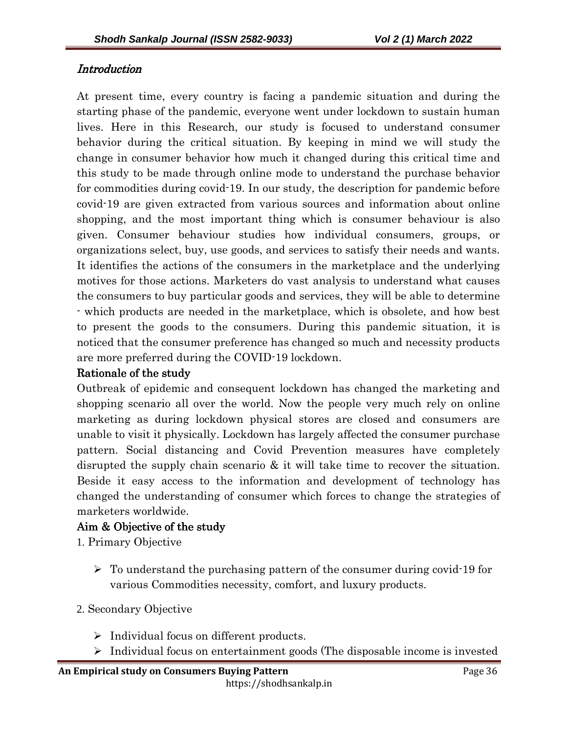## *Introduction*

At present time, every country is facing a pandemic situation and during the starting phase of the pandemic, everyone went under lockdown to sustain human lives. Here in this Research, our study is focused to understand consumer behavior during the critical situation. By keeping in mind we will study the change in consumer behavior how much it changed during this critical time and this study to be made through online mode to understand the purchase behavior for commodities during covid-19. In our study, the description for pandemic before covid-19 are given extracted from various sources and information about online shopping, and the most important thing which is consumer behaviour is also given. Consumer behaviour studies how individual consumers, groups, or organizations select, buy, use goods, and services to satisfy their needs and wants. It identifies the actions of the consumers in the marketplace and the underlying motives for those actions. Marketers do vast analysis to understand what causes the consumers to buy particular goods and services, they will be able to determine - which products are needed in the marketplace, which is obsolete, and how best to present the goods to the consumers. During this pandemic situation, it is noticed that the consumer preference has changed so much and necessity products are more preferred during the COVID-19 lockdown.

### Rationale of the study

Outbreak of epidemic and consequent lockdown has changed the marketing and shopping scenario all over the world. Now the people very much rely on online marketing as during lockdown physical stores are closed and consumers are unable to visit it physically. Lockdown has largely affected the consumer purchase pattern. Social distancing and Covid Prevention measures have completely disrupted the supply chain scenario & it will take time to recover the situation. Beside it easy access to the information and development of technology has changed the understanding of consumer which forces to change the strategies of marketers worldwide.

### Aim & Objective of the study

1. Primary Objective

- To understand the purchasing pattern of the consumer during covid-19 for various Commodities necessity, comfort, and luxury products.

2. Secondary Objective

- Individual focus on different products.
- Individual focus on entertainment goods (The disposable income is invested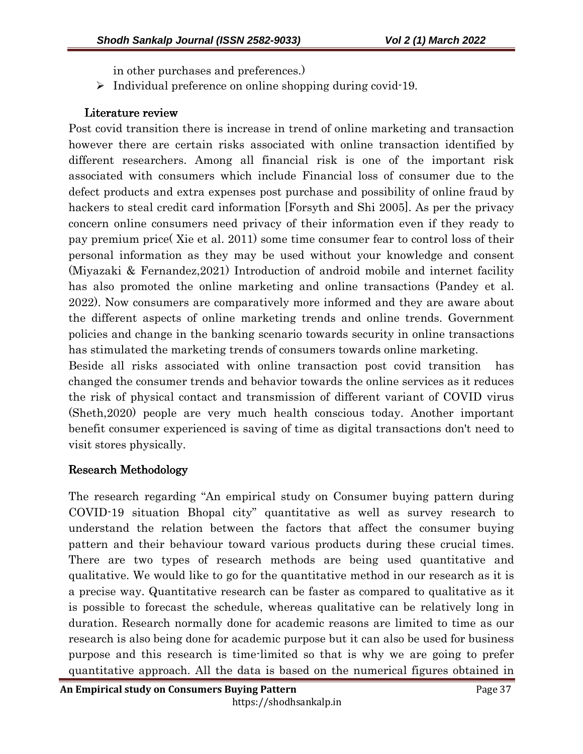in other purchases and preferences.)

- Individual preference on online shopping during covid-19.

## Literature review

Post covid transition there is increase in trend of online marketing and transaction however there are certain risks associated with online transaction identified by different researchers. Among all financial risk is one of the important risk associated with consumers which include Financial loss of consumer due to the defect products and extra expenses post purchase and possibility of online fraud by hackers to steal credit card information [Forsyth and Shi 2005]. As per the privacy concern online consumers need privacy of their information even if they ready to pay premium price( Xie et al. 2011) some time consumer fear to control loss of their personal information as they may be used without your knowledge and consent (Miyazaki & Fernandez,2021) Introduction of android mobile and internet facility has also promoted the online marketing and online transactions (Pandey et al. 2022). Now consumers are comparatively more informed and they are aware about the different aspects of online marketing trends and online trends. Government policies and change in the banking scenario towards security in online transactions has stimulated the marketing trends of consumers towards online marketing.

Beside all risks associated with online transaction post covid transition has changed the consumer trends and behavior towards the online services as it reduces the risk of physical contact and transmission of different variant of COVID virus (Sheth,2020) people are very much health conscious today. Another important benefit consumer experienced is saving of time as digital transactions don't need to visit stores physically.

## Research Methodology

The research regarding "An empirical study on Consumer buying pattern during COVID-19 situation Bhopal city" quantitative as well as survey research to understand the relation between the factors that affect the consumer buying pattern and their behaviour toward various products during these crucial times. There are two types of research methods are being used quantitative and qualitative. We would like to go for the quantitative method in our research as it is a precise way. Quantitative research can be faster as compared to qualitative as it is possible to forecast the schedule, whereas qualitative can be relatively long in duration. Research normally done for academic reasons are limited to time as our research is also being done for academic purpose but it can also be used for business purpose and this research is time-limited so that is why we are going to prefer quantitative approach. All the data is based on the numerical figures obtained in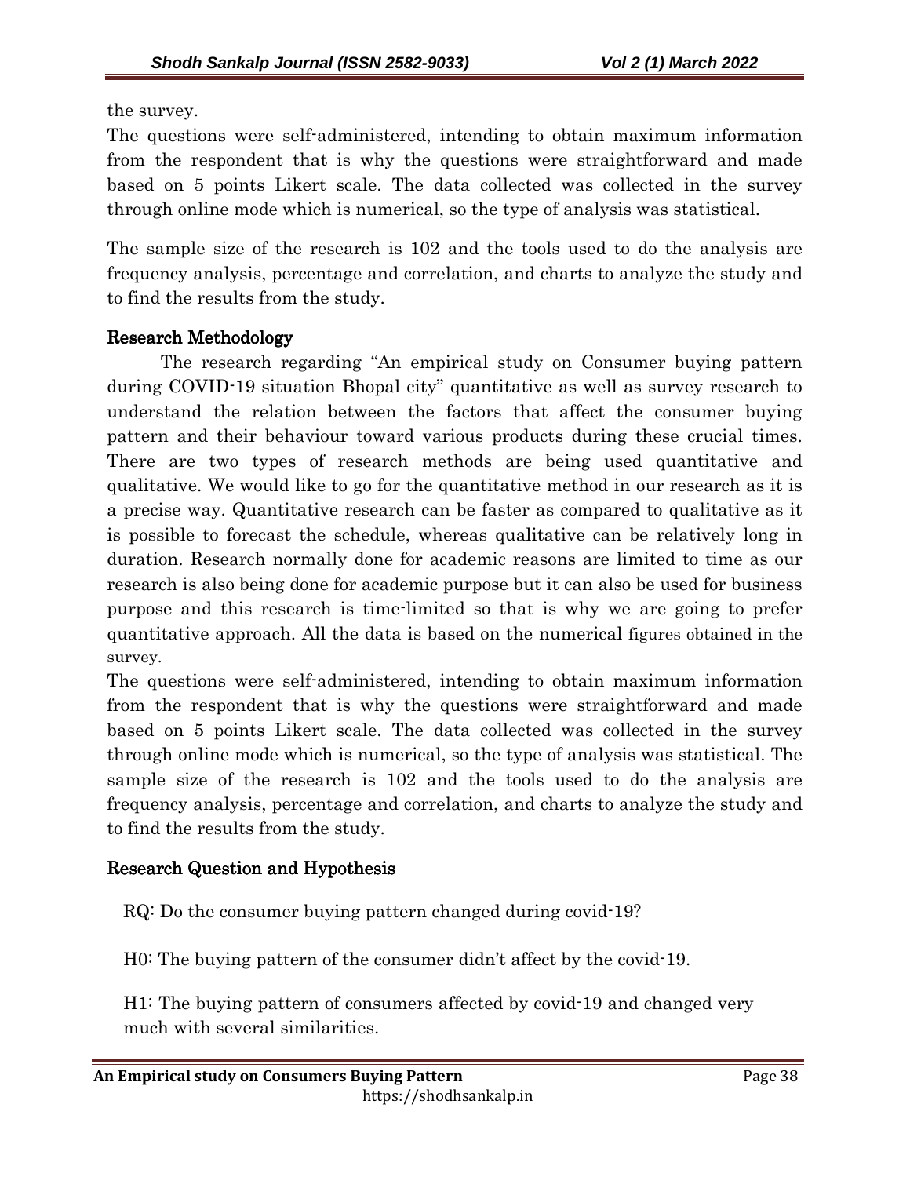the survey.

The questions were self-administered, intending to obtain maximum information from the respondent that is why the questions were straightforward and made based on 5 points Likert scale. The data collected was collected in the survey through online mode which is numerical, so the type of analysis was statistical.

The sample size of the research is 102 and the tools used to do the analysis are frequency analysis, percentage and correlation, and charts to analyze the study and to find the results from the study.

## Research Methodology

The research regarding "An empirical study on Consumer buying pattern during COVID-19 situation Bhopal city" quantitative as well as survey research to understand the relation between the factors that affect the consumer buying pattern and their behaviour toward various products during these crucial times. There are two types of research methods are being used quantitative and qualitative. We would like to go for the quantitative method in our research as it is a precise way. Quantitative research can be faster as compared to qualitative as it is possible to forecast the schedule, whereas qualitative can be relatively long in duration. Research normally done for academic reasons are limited to time as our research is also being done for academic purpose but it can also be used for business purpose and this research is time-limited so that is why we are going to prefer quantitative approach. All the data is based on the numerical figures obtained in the survey.

The questions were self-administered, intending to obtain maximum information from the respondent that is why the questions were straightforward and made based on 5 points Likert scale. The data collected was collected in the survey through online mode which is numerical, so the type of analysis was statistical. The sample size of the research is 102 and the tools used to do the analysis are frequency analysis, percentage and correlation, and charts to analyze the study and to find the results from the study.

## Research Question and Hypothesis

RQ: Do the consumer buying pattern changed during covid-19?

H0: The buying pattern of the consumer didn't affect by the covid-19.

H1: The buying pattern of consumers affected by covid-19 and changed very much with several similarities.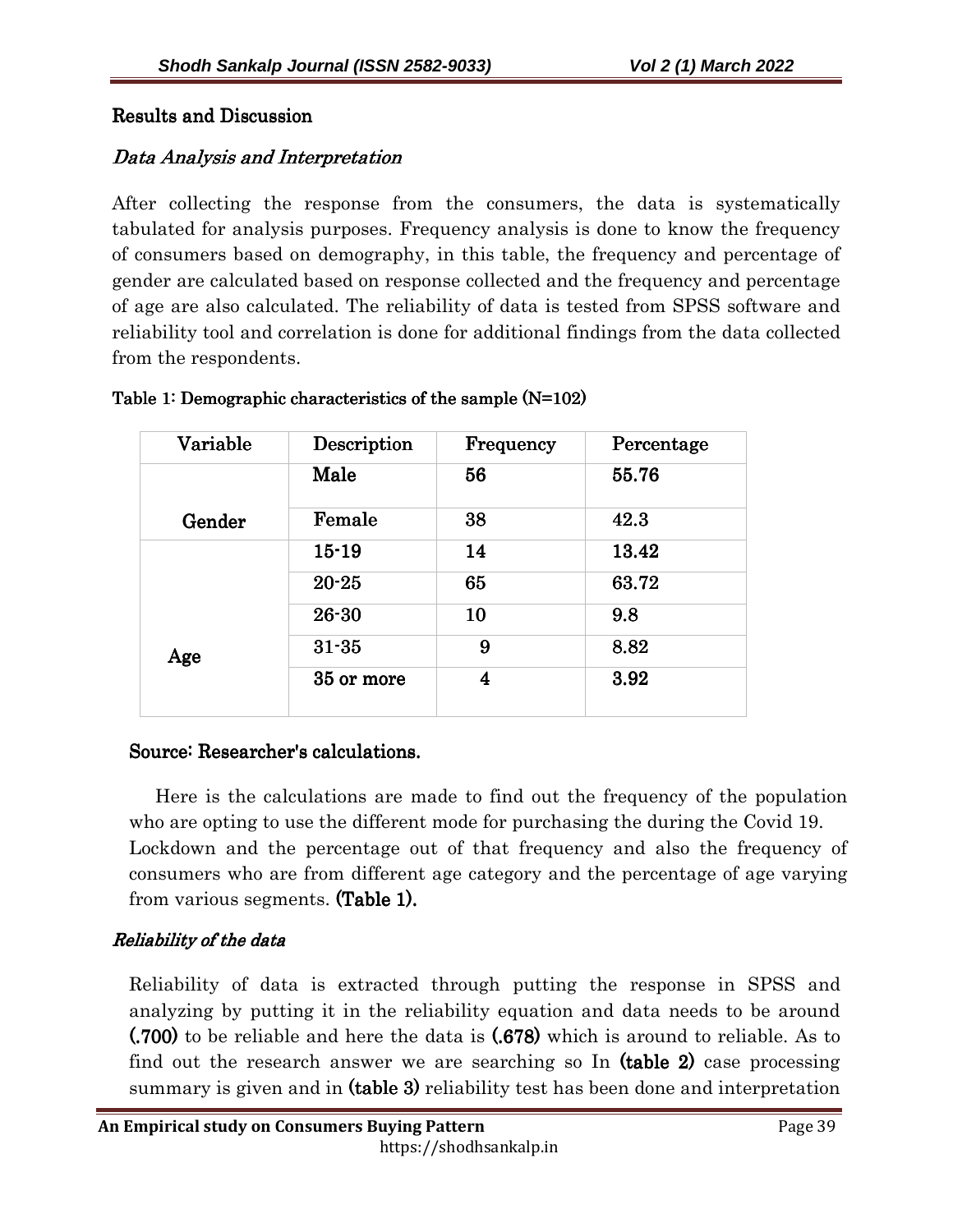## Results and Discussion

### *Data Analysis and Interpretation*

After collecting the response from the consumers, the data is systematically tabulated for analysis purposes. Frequency analysis is done to know the frequency of consumers based on demography, in this table, the frequency and percentage of gender are calculated based on response collected and the frequency and percentage of age are also calculated. The reliability of data is tested from SPSS software and reliability tool and correlation is done for additional findings from the data collected from the respondents.

**Table 1: Demographic characteristics of the sample (N=102)**

| Variable | Description | Frequency | Percentage |
|---|---|---|---|
| Gender | **Male** | **56** | **55.76** |
| | Female | 38 | 42.3 |
| Age | **15-19** | **14** | **13.42** |
| | **20-25** | **65** | **63.72** |
| | **26-30** | **10** | 9.8 |
| | 31-35 | 9 | 8.82 |
| | **35 or more** | **4** | **3.92** |

**Source: Researcher's calculations.**

Here is the calculations are made to find out the frequency of the population who are opting to use the different mode for purchasing the during the Covid 19. Lockdown and the percentage out of that frequency and also the frequency of consumers who are from different age category and the percentage of age varying from various segments. **(Table 1).**

### ***Reliability of the data***

Reliability of data is extracted through putting the response in SPSS and analyzing by putting it in the reliability equation and data needs to be around **(.700)** to be reliable and here the data is **(.678)** which is around to reliable. As to find out the research answer we are searching so In **(table 2)** case processing summary is given and in **(table 3)** reliability test has been done and interpretation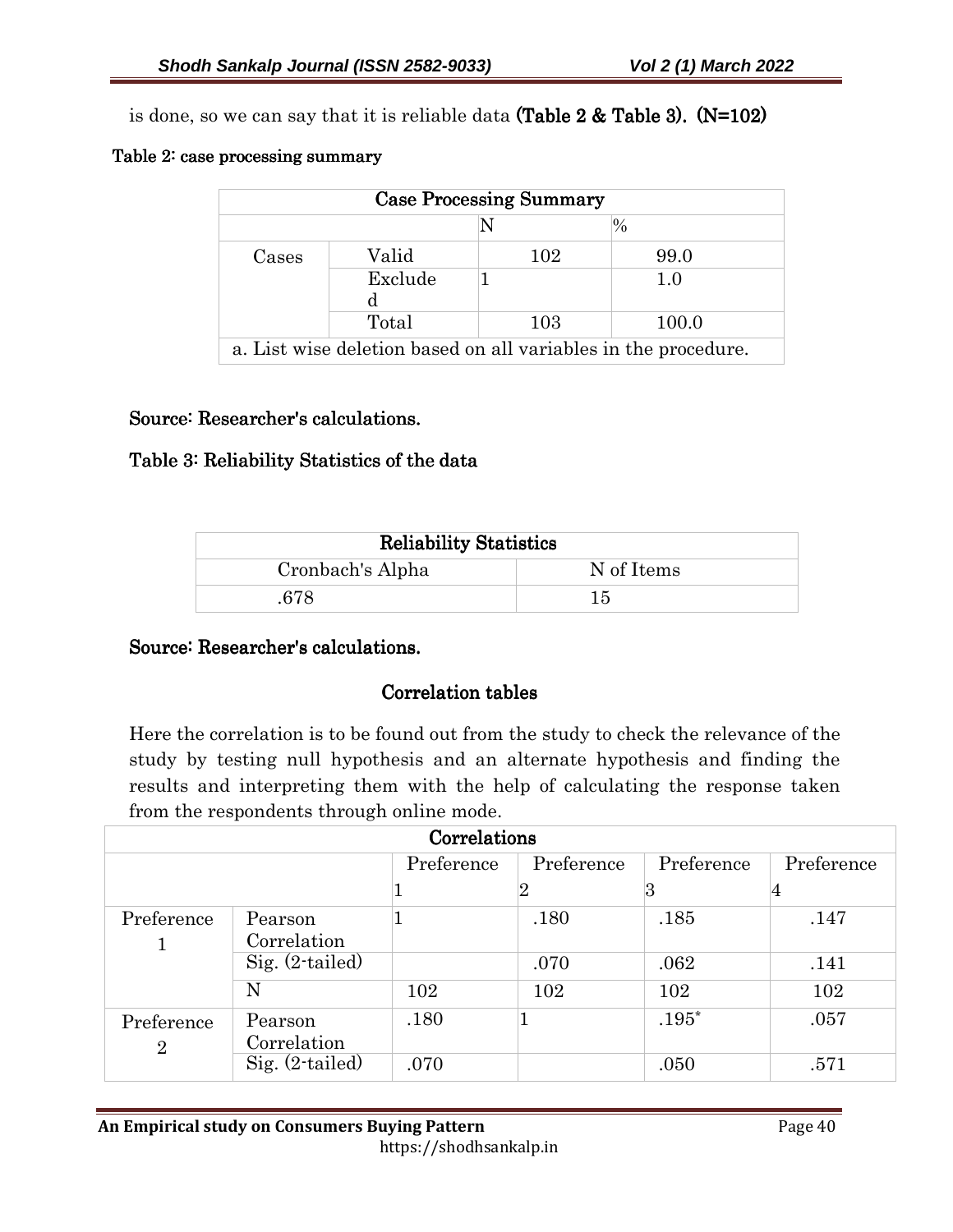is done, so we can say that it is reliable data **(Table 2 & Table 3). (N=102)**

**Table 2: case processing summary**

| Case Processing Summary | | | |
|---|---|---|---|
| | | N | % |
| Cases | Valid | 102 | 99.0 |
| | Excluded | 1 | 1.0 |
| | Total | 103 | 100.0 |
| a. List wise deletion based on all variables in the procedure. | | | |

**Source: Researcher's calculations.**

**Table 3: Reliability Statistics of the data**

| Reliability Statistics | |
|---|---|
| Cronbach's Alpha | N of Items |
| .678 | 15 |

**Source: Researcher's calculations.**

**Correlation tables**

Here the correlation is to be found out from the study to check the relevance of the study by testing null hypothesis and an alternate hypothesis and finding the results and interpreting them with the help of calculating the response taken from the respondents through online mode.

| Correlations | | | | | |
|---|---|---|---|---|---|
| | | Preference 1 | Preference 2 | Preference 3 | Preference 4 |
| Preference 1 | Pearson Correlation | 1 | .180 | .185 | .147 |
| | Sig. (2-tailed) | | .070 | .062 | .141 |
| | N | 102 | 102 | 102 | 102 |
| Preference 2 | Pearson Correlation | .180 | 1 | .195* | .057 |
| | Sig. (2-tailed) | .070 | | .050 | .571 |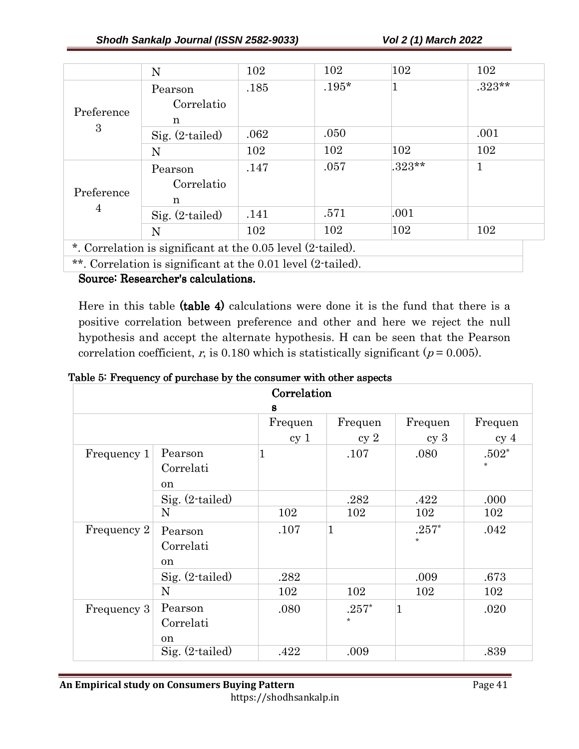| | | | | | |
|---|---|---|---|---|---|
| | N | 102 | 102 | 102 | 102 |
| Preference 3 | Pearson Correlation | .185 | .195* | 1 | .323** |
| | Sig. (2-tailed) | .062 | .050 | | .001 |
| | N | 102 | 102 | 102 | 102 |
| Preference 4 | Pearson Correlation | .147 | .057 | .323** | 1 |
| | Sig. (2-tailed) | .141 | .571 | .001 | |
| | N | 102 | 102 | 102 | 102 |

*. Correlation is significant at the 0.05 level (2-tailed).

**. Correlation is significant at the 0.01 level (2-tailed).

**Source: Researcher's calculations.**

Here in this table **(table 4)** calculations were done it is the fund that there is a positive correlation between preference and other and here we reject the null hypothesis and accept the alternate hypothesis. H can be seen that the Pearson correlation coefficient, $r$, is 0.180 which is statistically significant ($p = 0.005$).

**Table 5: Frequency of purchase by the consumer with other aspects**

| Correlations | | | | | |
|---|---|---|---|---|---|
| | | Frequency 1 | Frequency 2 | Frequency 3 | Frequency 4 |
| Frequency 1 | Pearson Correlation | 1 | .107 | .080 | .502** |
| | Sig. (2-tailed) | | .282 | .422 | .000 |
| | N | 102 | 102 | 102 | 102 |
| Frequency 2 | Pearson Correlation | .107 | 1 | .257** | .042 |
| | Sig. (2-tailed) | .282 | | .009 | .673 |
| | N | 102 | 102 | 102 | 102 |
| Frequency 3 | Pearson Correlation | .080 | .257** | 1 | .020 |
| | Sig. (2-tailed) | .422 | .009 | | .839 |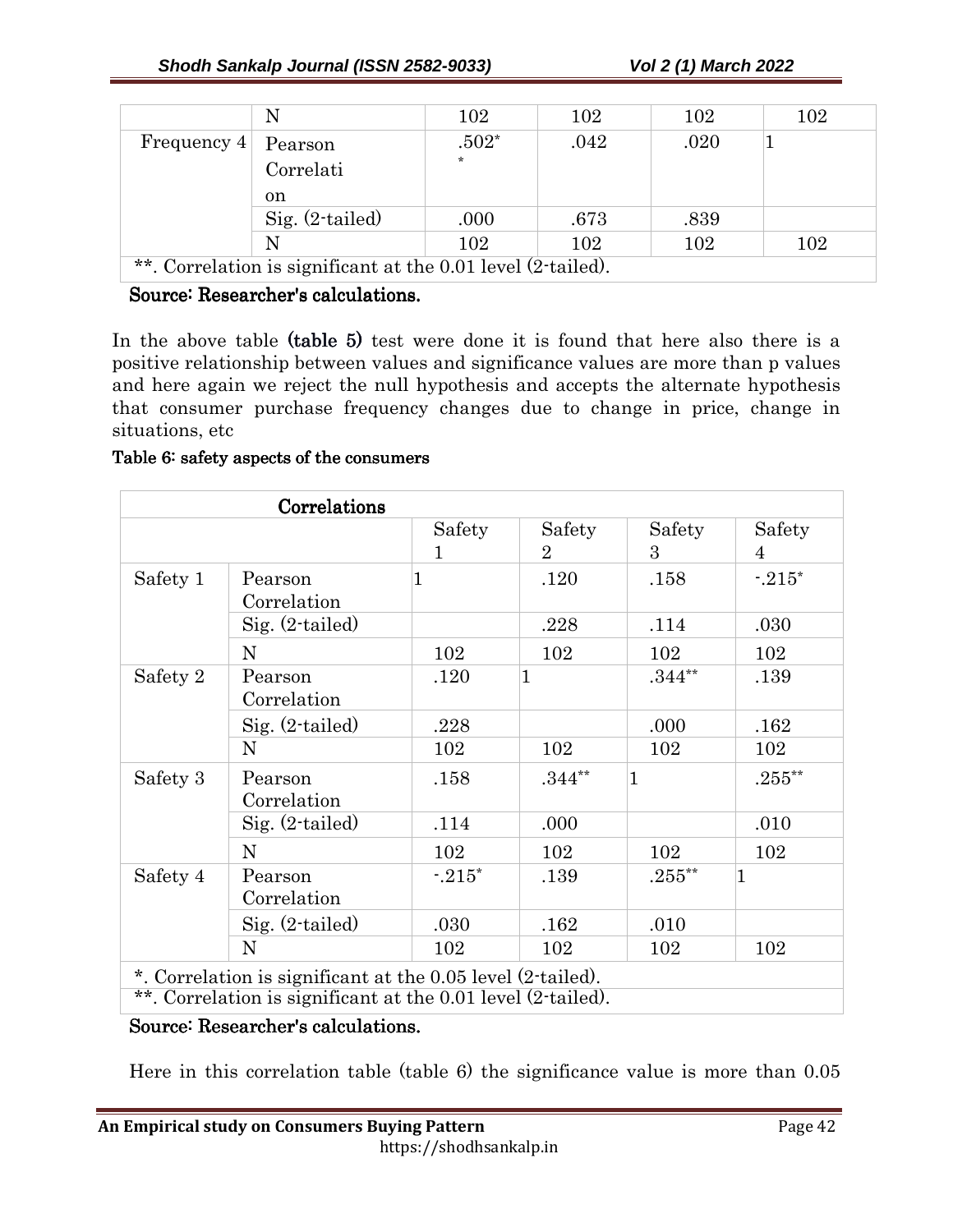| | | | | | |
|---|---|---|---|---|---|
| | N | 102 | 102 | 102 | 102 |
| Frequency 4 | Pearson Correlation | .502** | .042 | .020 | 1 |
| | Sig. (2-tailed) | .000 | .673 | .839 | |
| | N | 102 | 102 | 102 | 102 |
| **. Correlation is significant at the 0.01 level (2-tailed). | | | | | |

**Source: Researcher's calculations.**

In the above table **(table 5)** test were done it is found that here also there is a positive relationship between values and significance values are more than p values and here again we reject the null hypothesis and accepts the alternate hypothesis that consumer purchase frequency changes due to change in price, change in situations, etc

**Table 6: safety aspects of the consumers**

| Correlations | | | | | |
|---|---|---|---|---|---|
| | | Safety 1 | Safety 2 | Safety 3 | Safety 4 |
| Safety 1 | Pearson Correlation | 1 | .120 | .158 | -.215* |
| | Sig. (2-tailed) | | .228 | .114 | .030 |
| | N | 102 | 102 | 102 | 102 |
| Safety 2 | Pearson Correlation | .120 | 1 | .344** | .139 |
| | Sig. (2-tailed) | .228 | | .000 | .162 |
| | N | 102 | 102 | 102 | 102 |
| Safety 3 | Pearson Correlation | .158 | .344** | 1 | .255** |
| | Sig. (2-tailed) | .114 | .000 | | .010 |
| | N | 102 | 102 | 102 | 102 |
| Safety 4 | Pearson Correlation | -.215* | .139 | .255** | 1 |
| | Sig. (2-tailed) | .030 | .162 | .010 | |
| | N | 102 | 102 | 102 | 102 |
| *. Correlation is significant at the 0.05 level (2-tailed). | | | | | |
| **. Correlation is significant at the 0.01 level (2-tailed). | | | | | |

**Source: Researcher's calculations.**

Here in this correlation table (table 6) the significance value is more than 0.05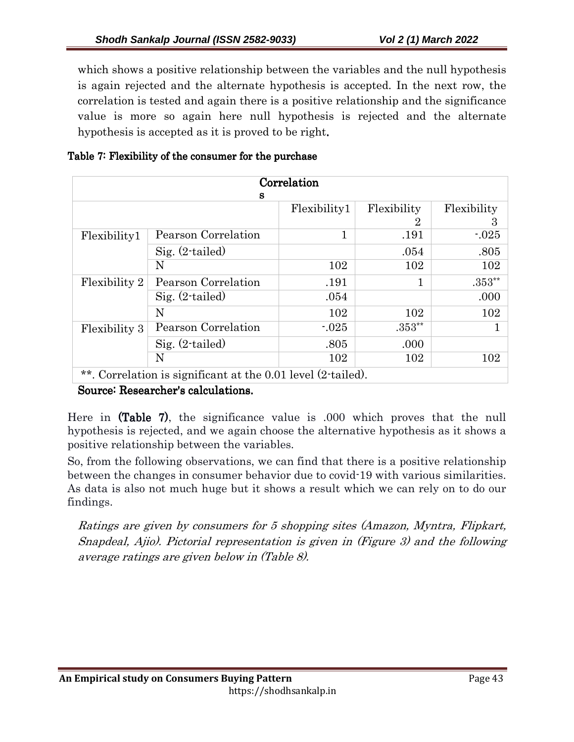which shows a positive relationship between the variables and the null hypothesis is again rejected and the alternate hypothesis is accepted. In the next row, the correlation is tested and again there is a positive relationship and the significance value is more so again here null hypothesis is rejected and the alternate hypothesis is accepted as it is proved to be right.

**Table 7: Flexibility of the consumer for the purchase**

| Correlations | | | | |
|---|---|---|---|---|
| | | Flexibility1 | Flexibility 2 | Flexibility 3 |
| Flexibility1 | Pearson Correlation | 1 | .191 | -.025 |
| | Sig. (2-tailed) | | .054 | .805 |
| | N | 102 | 102 | 102 |
| Flexibility 2 | Pearson Correlation | .191 | 1 | .353** |
| | Sig. (2-tailed) | .054 | | .000 |
| | N | 102 | 102 | 102 |
| Flexibility 3 | Pearson Correlation | -.025 | .353** | 1 |
| | Sig. (2-tailed) | .805 | .000 | |
| | N | 102 | 102 | 102 |

**. Correlation is significant at the 0.01 level (2-tailed).

**Source: Researcher's calculations.**

Here in **(Table 7)**, the significance value is .000 which proves that the null hypothesis is rejected, and we again choose the alternative hypothesis as it shows a positive relationship between the variables.

So, from the following observations, we can find that there is a positive relationship between the changes in consumer behavior due to covid-19 with various similarities. As data is also not much huge but it shows a result which we can rely on to do our findings.

*Ratings are given by consumers for 5 shopping sites (Amazon, Myntra, Flipkart, Snapdeal, Ajio). Pictorial representation is given in (Figure 3) and the following average ratings are given below in (Table 8).*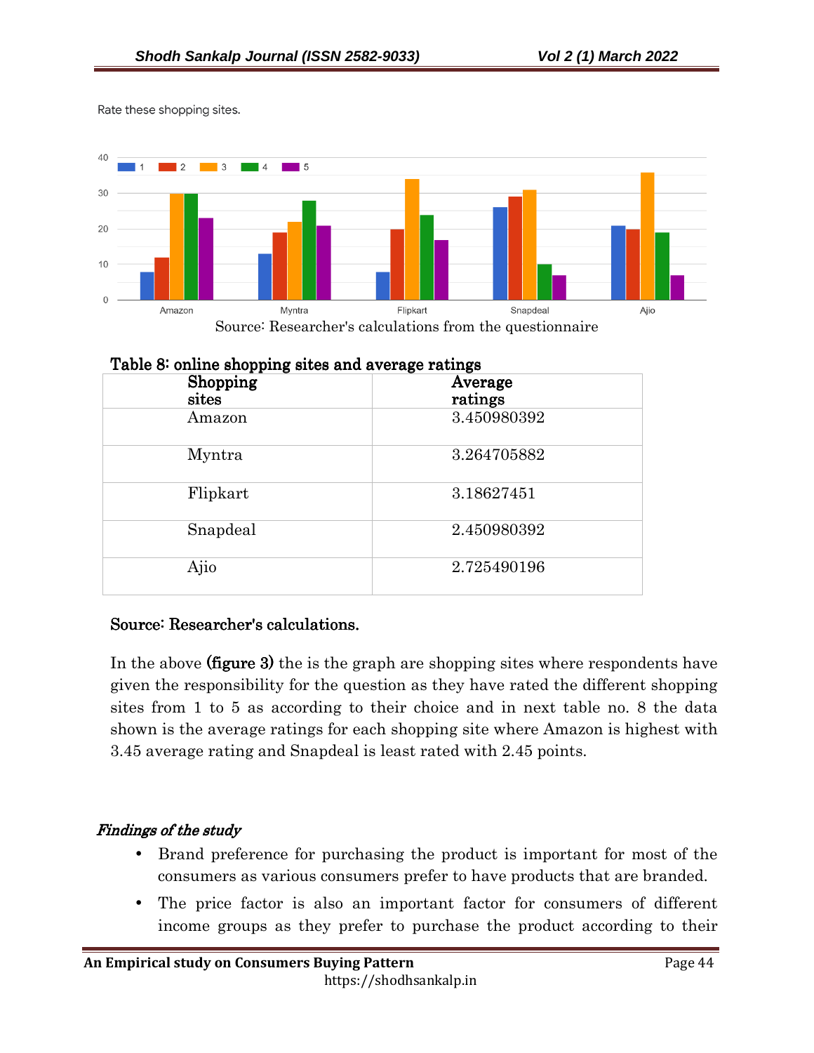Rate these shopping sites.

40
30
20
10
0

1 2 3 4 5

Amazon Myntra Flipkart Snapdeal Ajio

Source: Researcher's calculations from the questionnaire

**Table 8: online shopping sites and average ratings**

| Shopping sites | Average ratings |
|---|---|
| Amazon | 3.450980392 |
| Myntra | 3.264705882 |
| Flipkart | 3.18627451 |
| Snapdeal | 2.450980392 |
| Ajio | 2.725490196 |

**Source: Researcher's calculations.**

In the above **(figure 3)** the is the graph are shopping sites where respondents have given the responsibility for the question as they have rated the different shopping sites from 1 to 5 as according to their choice and in next table no. 8 the data shown is the average ratings for each shopping site where Amazon is highest with 3.45 average rating and Snapdeal is least rated with 2.45 points.

### *Findings of the study*

- Brand preference for purchasing the product is important for most of the consumers as various consumers prefer to have products that are branded.
- The price factor is also an important factor for consumers of different income groups as they prefer to purchase the product according to their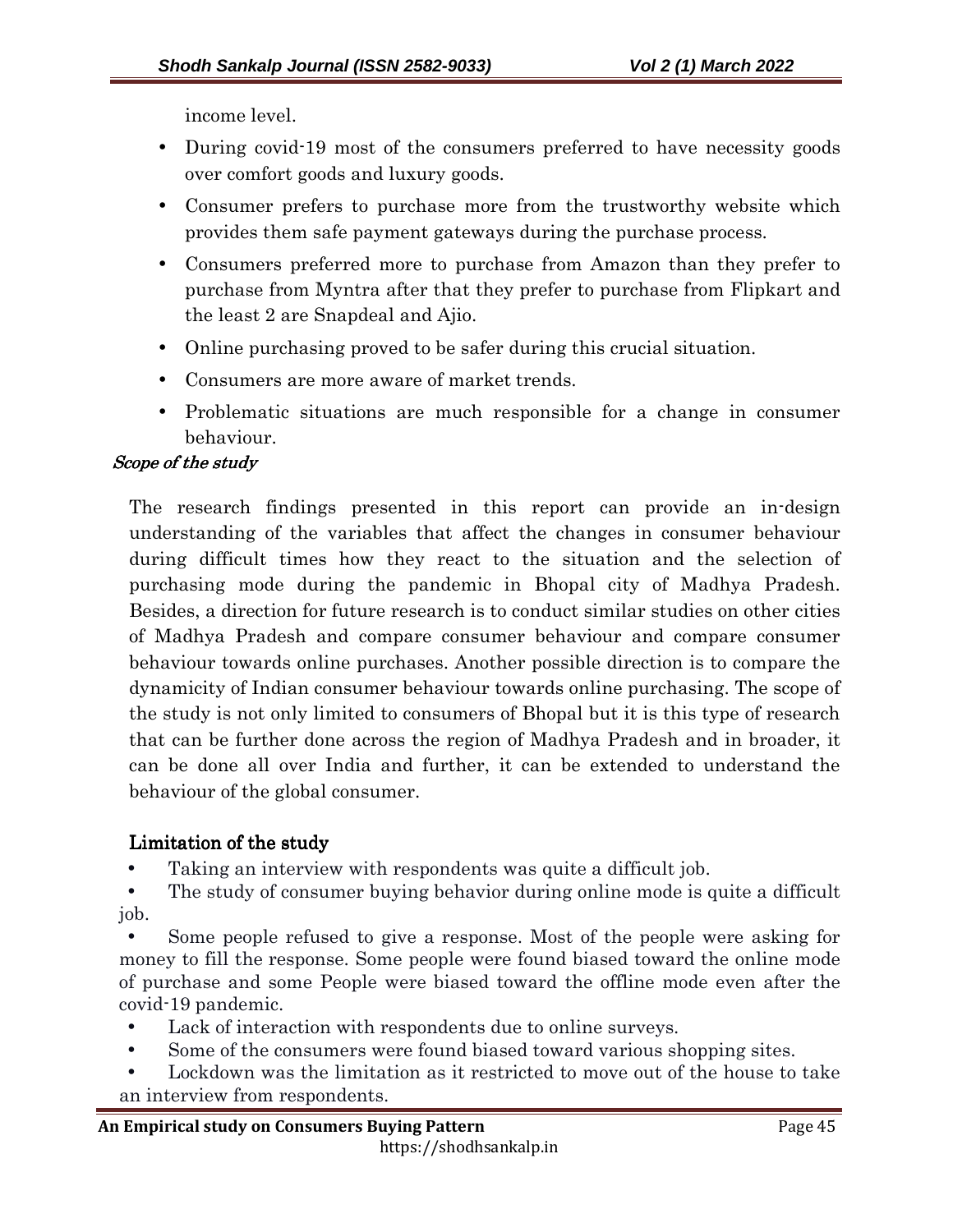income level.

- During covid-19 most of the consumers preferred to have necessity goods over comfort goods and luxury goods.
- Consumer prefers to purchase more from the trustworthy website which provides them safe payment gateways during the purchase process.
- Consumers preferred more to purchase from Amazon than they prefer to purchase from Myntra after that they prefer to purchase from Flipkart and the least 2 are Snapdeal and Ajio.
- Online purchasing proved to be safer during this crucial situation.
- Consumers are more aware of market trends.
- Problematic situations are much responsible for a change in consumer behaviour.

*Scope of the study*

The research findings presented in this report can provide an in-design understanding of the variables that affect the changes in consumer behaviour during difficult times how they react to the situation and the selection of purchasing mode during the pandemic in Bhopal city of Madhya Pradesh. Besides, a direction for future research is to conduct similar studies on other cities of Madhya Pradesh and compare consumer behaviour and compare consumer behaviour towards online purchases. Another possible direction is to compare the dynamicity of Indian consumer behaviour towards online purchasing. The scope of the study is not only limited to consumers of Bhopal but it is this type of research that can be further done across the region of Madhya Pradesh and in broader, it can be done all over India and further, it can be extended to understand the behaviour of the global consumer.

## Limitation of the study

- Taking an interview with respondents was quite a difficult job.
- The study of consumer buying behavior during online mode is quite a difficult job.
- Some people refused to give a response. Most of the people were asking for money to fill the response. Some people were found biased toward the online mode of purchase and some People were biased toward the offline mode even after the covid-19 pandemic.
- Lack of interaction with respondents due to online surveys.
- Some of the consumers were found biased toward various shopping sites.
- Lockdown was the limitation as it restricted to move out of the house to take an interview from respondents.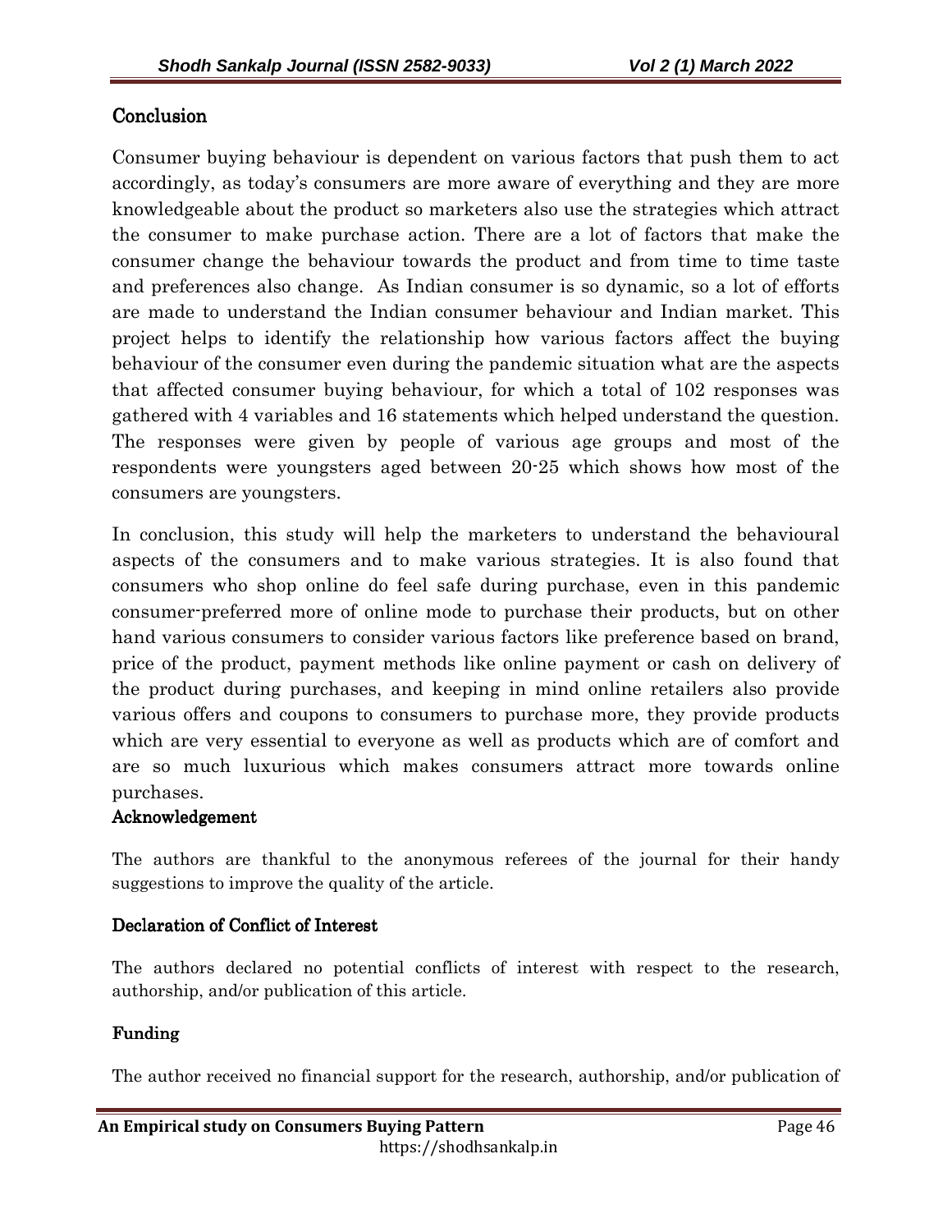## Conclusion

Consumer buying behaviour is dependent on various factors that push them to act accordingly, as today's consumers are more aware of everything and they are more knowledgeable about the product so marketers also use the strategies which attract the consumer to make purchase action. There are a lot of factors that make the consumer change the behaviour towards the product and from time to time taste and preferences also change. As Indian consumer is so dynamic, so a lot of efforts are made to understand the Indian consumer behaviour and Indian market. This project helps to identify the relationship how various factors affect the buying behaviour of the consumer even during the pandemic situation what are the aspects that affected consumer buying behaviour, for which a total of 102 responses was gathered with 4 variables and 16 statements which helped understand the question. The responses were given by people of various age groups and most of the respondents were youngsters aged between 20-25 which shows how most of the consumers are youngsters.

In conclusion, this study will help the marketers to understand the behavioural aspects of the consumers and to make various strategies. It is also found that consumers who shop online do feel safe during purchase, even in this pandemic consumer-preferred more of online mode to purchase their products, but on other hand various consumers to consider various factors like preference based on brand, price of the product, payment methods like online payment or cash on delivery of the product during purchases, and keeping in mind online retailers also provide various offers and coupons to consumers to purchase more, they provide products which are very essential to everyone as well as products which are of comfort and are so much luxurious which makes consumers attract more towards online purchases.

## Acknowledgement

The authors are thankful to the anonymous referees of the journal for their handy suggestions to improve the quality of the article.

## Declaration of Conflict of Interest

The authors declared no potential conflicts of interest with respect to the research, authorship, and/or publication of this article.

## Funding

The author received no financial support for the research, authorship, and/or publication of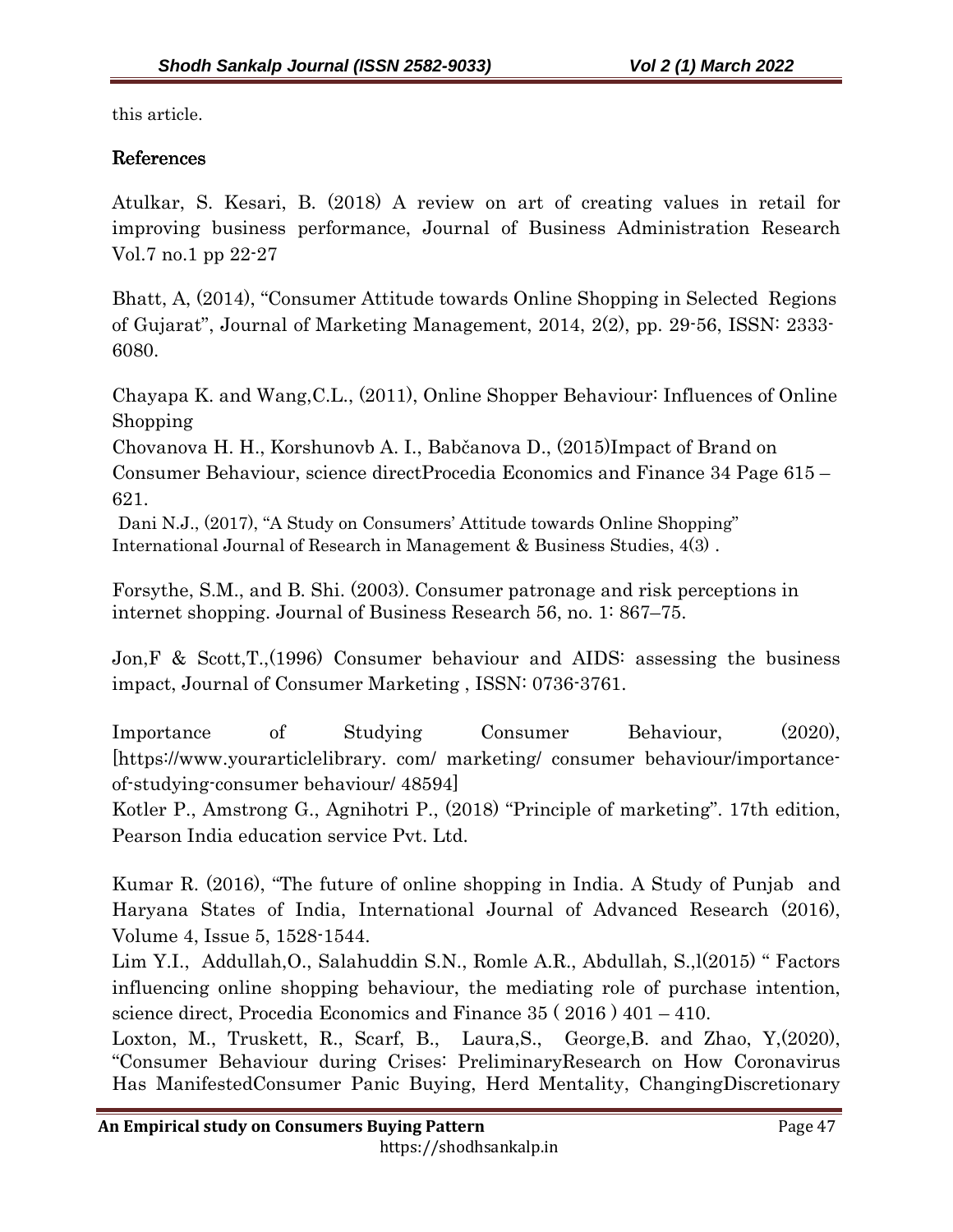this article.

## References

Atulkar, S. Kesari, B. (2018) A review on art of creating values in retail for improving business performance, Journal of Business Administration Research Vol.7 no.1 pp 22-27

Bhatt, A, (2014), "Consumer Attitude towards Online Shopping in Selected Regions of Gujarat", Journal of Marketing Management, 2014, 2(2), pp. 29-56, ISSN: 2333-6080.

Chayapa K. and Wang,C.L., (2011), Online Shopper Behaviour: Influences of Online Shopping

Chovanova H. H., Korshunovb A. I., Babčanova D., (2015)Impact of Brand on Consumer Behaviour, science directProcedia Economics and Finance 34 Page 615 – 621.

Dani N.J., (2017), "A Study on Consumers' Attitude towards Online Shopping" International Journal of Research in Management & Business Studies, 4(3) .

Forsythe, S.M., and B. Shi. (2003). Consumer patronage and risk perceptions in internet shopping. Journal of Business Research 56, no. 1: 867–75.

Jon,F & Scott,T.,(1996) Consumer behaviour and AIDS: assessing the business impact, Journal of Consumer Marketing , ISSN: 0736-3761.

Importance of Studying Consumer Behaviour, (2020), [https://www.yourarticlelibrary. com/ marketing/ consumer behaviour/importance-of-studying-consumer behaviour/ 48594]

Kotler P., Amstrong G., Agnihotri P., (2018) "Principle of marketing". 17th edition, Pearson India education service Pvt. Ltd.

Kumar R. (2016), "The future of online shopping in India. A Study of Punjab and Haryana States of India, International Journal of Advanced Research (2016), Volume 4, Issue 5, 1528-1544.

Lim Y.I., Addullah,O., Salahuddin S.N., Romle A.R., Abdullah, S.,l(2015) " Factors influencing online shopping behaviour, the mediating role of purchase intention, science direct, Procedia Economics and Finance 35 ( 2016 ) 401 – 410.

Loxton, M., Truskett, R., Scarf, B., Laura,S., George,B. and Zhao, Y,(2020), "Consumer Behaviour during Crises: PreliminaryResearch on How Coronavirus Has ManifestedConsumer Panic Buying, Herd Mentality, ChangingDiscretionary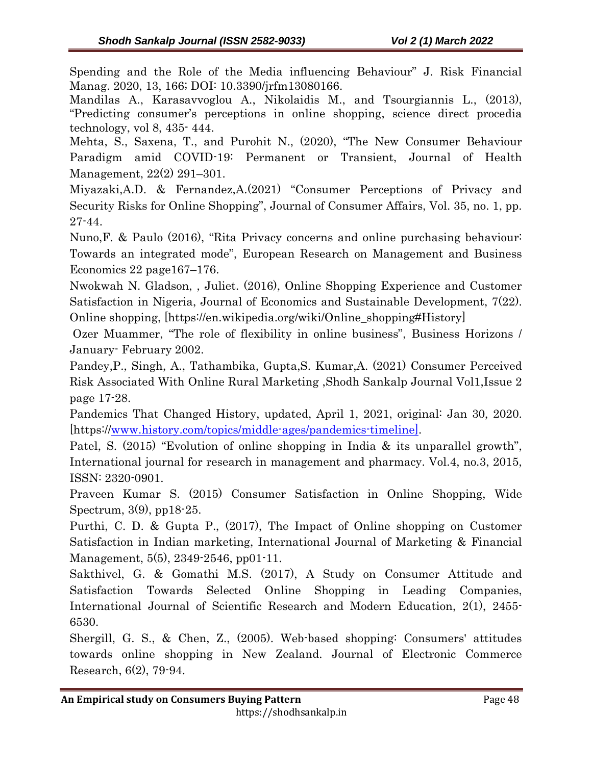Spending and the Role of the Media influencing Behaviour" J. Risk Financial Manag. 2020, 13, 166; DOI: 10.3390/jrfm13080166.

Mandilas A., Karasavvoglou A., Nikolaidis M., and Tsourgiannis L., (2013), "Predicting consumer's perceptions in online shopping, science direct procedia technology, vol 8, 435- 444.

Mehta, S., Saxena, T., and Purohit N., (2020), "The New Consumer Behaviour Paradigm amid COVID-19: Permanent or Transient, Journal of Health Management, 22(2) 291–301.

Miyazaki,A.D. & Fernandez,A.(2021) "Consumer Perceptions of Privacy and Security Risks for Online Shopping", Journal of Consumer Affairs, Vol. 35, no. 1, pp. 27-44.

Nuno,F. & Paulo (2016), "Rita Privacy concerns and online purchasing behaviour: Towards an integrated mode", European Research on Management and Business Economics 22 page167–176.

Nwokwah N. Gladson, , Juliet. (2016), Online Shopping Experience and Customer Satisfaction in Nigeria, Journal of Economics and Sustainable Development, 7(22).

Online shopping, [https://en.wikipedia.org/wiki/Online_shopping#History]

Ozer Muammer, "The role of flexibility in online business", Business Horizons / January- February 2002.

Pandey,P., Singh, A., Tathambika, Gupta,S. Kumar,A. (2021) Consumer Perceived Risk Associated With Online Rural Marketing ,Shodh Sankalp Journal Vol1,Issue 2 page 17-28.

Pandemics That Changed History, updated, April 1, 2021, original: Jan 30, 2020. [https://www.history.com/topics/middle-ages/pandemics-timeline].

Patel, S. (2015) "Evolution of online shopping in India & its unparallel growth", International journal for research in management and pharmacy. Vol.4, no.3, 2015, ISSN: 2320-0901.

Praveen Kumar S. (2015) Consumer Satisfaction in Online Shopping, Wide Spectrum, 3(9), pp18-25.

Purthi, C. D. & Gupta P., (2017), The Impact of Online shopping on Customer Satisfaction in Indian marketing, International Journal of Marketing & Financial Management, 5(5), 2349-2546, pp01-11.

Sakthivel, G. & Gomathi M.S. (2017), A Study on Consumer Attitude and Satisfaction Towards Selected Online Shopping in Leading Companies, International Journal of Scientific Research and Modern Education, 2(1), 2455-6530.

Shergill, G. S., & Chen, Z., (2005). Web-based shopping: Consumers' attitudes towards online shopping in New Zealand. Journal of Electronic Commerce Research, 6(2), 79-94.